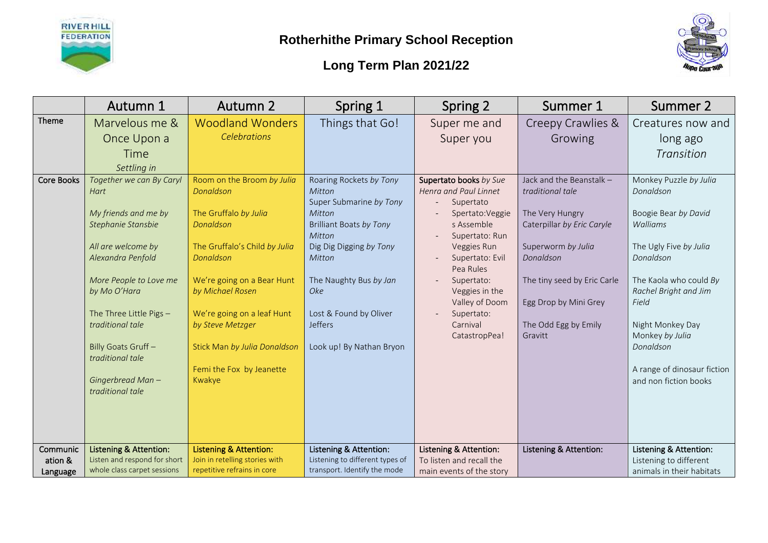# Rotherhithe Primary School Reception

## Long Term Plan 2021/22

| | Autumn 1 | Autumn 2 | Spring 1 | Spring 2 | Summer 1 | Summer 2 |
|---|---|---|---|---|---|---|
| Theme | Marvelous me & Once Upon a Time<br>*Settling in* | Woodland Wonders<br>*Celebrations* | Things that Go! | Super me and Super you | Creepy Crawlies & Growing | Creatures now and long ago<br>*Transition* |
| Core Books | *Together we can By Caryl Hart*<br><br>*My friends and me by Stephanie Stansbie*<br><br>*All are welcome by Alexandra Penfold*<br><br>*More People to Love me by Mo O'Hara*<br><br>The Three Little Pigs – *traditional tale*<br><br>Billy Goats Gruff – *traditional tale*<br><br>*Gingerbread Man – traditional tale* | Room on the Broom *by Julia Donaldson*<br><br>The Gruffalo *by Julia Donaldson*<br><br>The Gruffalo's Child *by Julia Donaldson*<br><br>We're going on a Bear Hunt *by Michael Rosen*<br><br>We're going on a leaf Hunt *by Steve Metzger*<br><br>Stick Man *by Julia Donaldson*<br><br>Femi the Fox by Jeanette Kwakye | Roaring Rockets *by Tony Mitton*<br>Super Submarine *by Tony Mitton*<br>Brilliant Boats *by Tony Mitton*<br>Dig Dig Digging *by Tony Mitton*<br><br>The Naughty Bus *by Jan Oke*<br><br>Lost & Found by Oliver Jeffers<br><br>Look up! By Nathan Bryon | **Supertato books** *by Sue Henra and Paul Linnet*<br>- Supertato<br>- Spertato:Veggies Assemble<br>- Supertato: Run Veggies Run<br>- Supertato: Evil Pea Rules<br>- Supertato: Veggies in the Valley of Doom<br>- Supertato: Carnival CatastropPea! | Jack and the Beanstalk – *traditional tale*<br><br>The Very Hungry Caterpillar *by Eric Caryle*<br><br>Superworm *by Julia Donaldson*<br><br>The tiny seed by Eric Carle<br><br>Egg Drop by Mini Grey<br><br>The Odd Egg by Emily Gravitt | Monkey Puzzle *by Julia Donaldson*<br><br>Boogie Bear *by David Walliams*<br><br>The Ugly Five *by Julia Donaldson*<br><br>The Kaola who could *By Rachel Bright and Jim Field*<br><br>Night Monkey Day Monkey *by Julia Donaldson*<br><br>A range of dinosaur fiction and non fiction books |
| Communication & Language | **Listening & Attention:**<br>Listen and respond for short whole class carpet sessions | **Listening & Attention:**<br>Join in retelling stories with repetitive refrains in core | **Listening & Attention:**<br>Listening to different types of transport. Identify the mode | **Listening & Attention:**<br>To listen and recall the main events of the story | **Listening & Attention:** | **Listening & Attention:**<br>Listening to different animals in their habitats |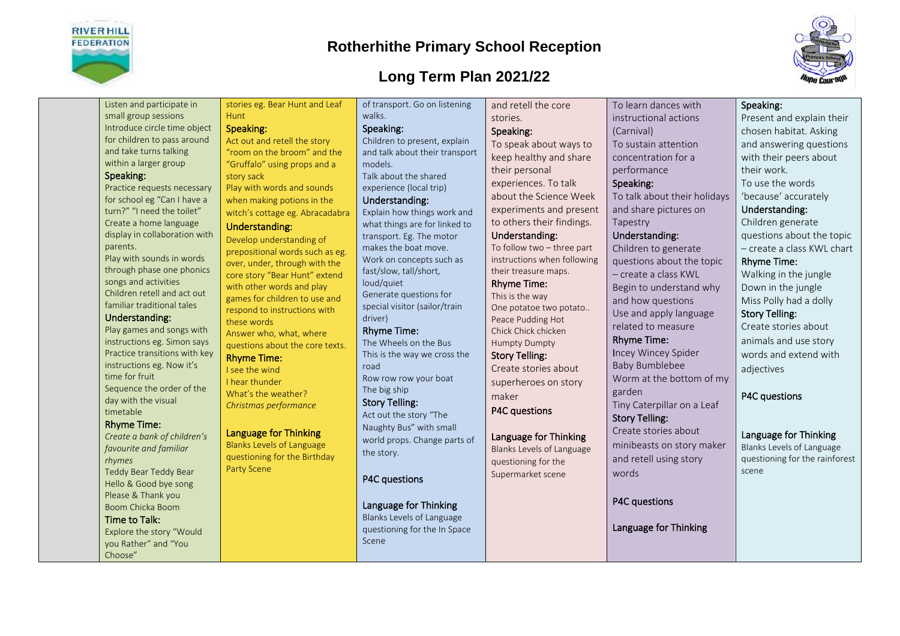# Rotherhithe Primary School Reception

## Long Term Plan 2021/22

| | | | | | | |
|---|---|---|---|---|---|---|
| | Listen and participate in small group sessions<br>Introduce circle time object for children to pass around and take turns talking within a larger group<br>**Speaking:**<br>Practice requests necessary for school eg "Can I have a turn?" "I need the toilet"<br>Create a home language display in collaboration with parents.<br>Play with sounds in words through phase one phonics songs and activities<br>Children retell and act out familiar traditional tales<br>**Understanding:**<br>Play games and songs with instructions eg. Simon says<br>Practice transitions with key instructions eg. Now it's time for fruit<br>Sequence the order of the day with the visual timetable<br>**Rhyme Time:**<br>*Create a bank of children's favourite and familiar rhymes*<br>Teddy Bear Teddy Bear<br>Hello & Good bye song<br>Please & Thank you<br>Boom Chicka Boom<br>**Time to Talk:**<br>Explore the story "Would you Rather" and "You Choose" | stories eg. Bear Hunt and Leaf Hunt<br>**Speaking:**<br>Act out and retell the story "room on the broom" and the "Gruffalo" using props and a story sack<br>Play with words and sounds when making potions in the witch's cottage eg. Abracadabra<br>**Understanding:**<br>Develop understanding of prepositional words such as eg. over, under, through with the core story "Bear Hunt" extend with other words and play games for children to use and respond to instructions with these words<br>Answer who, what, where questions about the core texts.<br>**Rhyme Time:**<br>I see the wind<br>I hear thunder<br>What's the weather?<br>*Christmas performance*<br><br>**Language for Thinking**<br>Blanks Levels of Language questioning for the Birthday Party Scene | of transport. Go on listening walks.<br>**Speaking:**<br>Children to present, explain and talk about their transport models.<br>Talk about the shared experience (local trip)<br>**Understanding:**<br>Explain how things work and what things are for linked to transport. Eg. The motor makes the boat move.<br>Work on concepts such as fast/slow, tall/short, loud/quiet<br>Generate questions for special visitor (sailor/train driver)<br>**Rhyme Time:**<br>The Wheels on the Bus<br>This is the way we cross the road<br>Row row row your boat<br>The big ship<br>**Story Telling:**<br>Act out the story "The Naughty Bus" with small world props. Change parts of the story.<br><br>**P4C questions**<br><br>**Language for Thinking**<br>Blanks Levels of Language questioning for the In Space Scene | and retell the core stories.<br>**Speaking:**<br>To speak about ways to keep healthy and share their personal experiences. To talk about the Science Week experiments and present to others their findings.<br>**Understanding:**<br>To follow two – three part instructions when following their treasure maps.<br>**Rhyme Time:**<br>This is the way<br>One potatoe two potato..<br>Peace Pudding Hot<br>Chick Chick chicken<br>Humpty Dumpty<br>**Story Telling:**<br>Create stories about superheroes on story maker<br>**P4C questions**<br><br>**Language for Thinking**<br>Blanks Levels of Language questioning for the Supermarket scene | To learn dances with instructional actions (Carnival)<br>To sustain attention concentration for a performance<br>**Speaking:**<br>To talk about their holidays and share pictures on Tapestry<br>**Understanding:**<br>Children to generate questions about the topic – create a class KWL<br>Begin to understand why and how questions<br>Use and apply language related to measure<br>**Rhyme Time:**<br>Incey Wincey Spider<br>Baby Bumblebee<br>Worm at the bottom of my garden<br>Tiny Caterpillar on a Leaf<br>**Story Telling:**<br>Create stories about minibeasts on story maker and retell using story words<br><br>**P4C questions**<br><br>**Language for Thinking** | **Speaking:**<br>Present and explain their chosen habitat. Asking and answering questions with their peers about their work.<br>To use the words 'because' accurately<br>**Understanding:**<br>Children generate questions about the topic – create a class KWL chart<br>**Rhyme Time:**<br>Walking in the jungle<br>Down in the jungle<br>Miss Polly had a dolly<br>**Story Telling:**<br>Create stories about animals and use story words and extend with adjectives<br><br>**P4C questions**<br><br>**Language for Thinking**<br>Blanks Levels of Language questioning for the rainforest scene |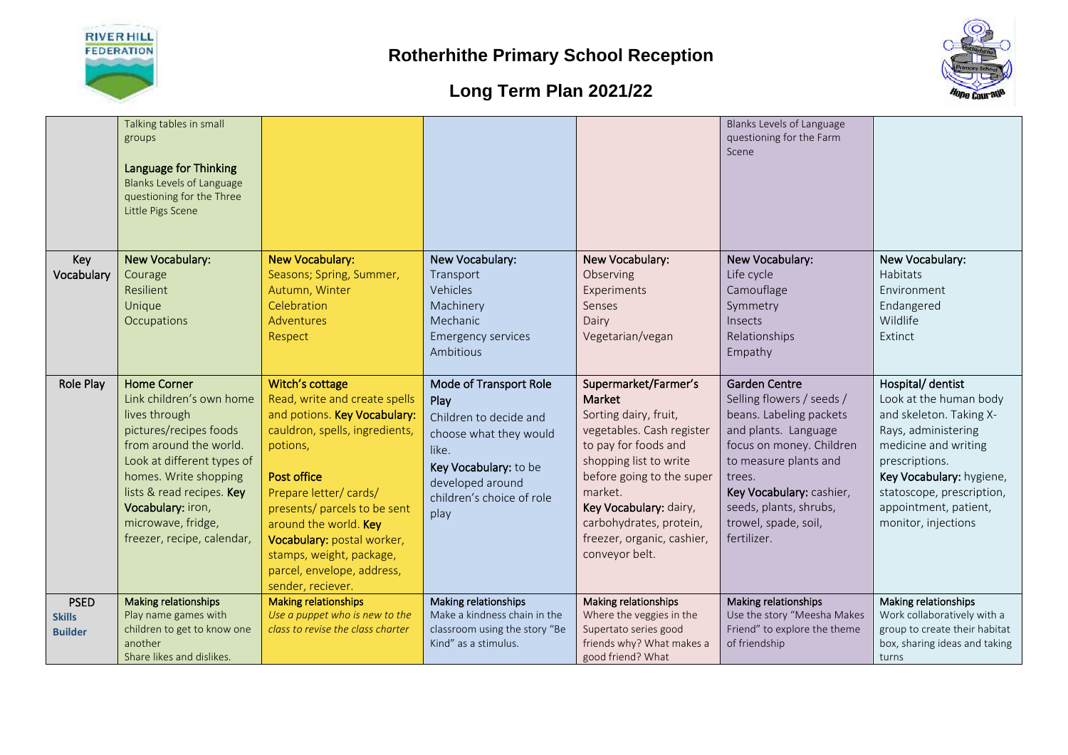# Rotherhithe Primary School Reception

## Long Term Plan 2021/22

| | | | | | | |
|---|---|---|---|---|---|---|
| | Talking tables in small groups<br><br>**Language for Thinking**<br>Blanks Levels of Language questioning for the Three Little Pigs Scene | | | | Blanks Levels of Language questioning for the Farm Scene | |
| Key Vocabulary | **New Vocabulary:**<br>Courage<br>Resilient<br>Unique<br>Occupations | **New Vocabulary:**<br>Seasons; Spring, Summer, Autumn, Winter<br>Celebration<br>Adventures<br>Respect | **New Vocabulary:**<br>Transport<br>Vehicles<br>Machinery<br>Mechanic<br>Emergency services<br>Ambitious | **New Vocabulary:**<br>Observing<br>Experiments<br>Senses<br>Dairy<br>Vegetarian/vegan | **New Vocabulary:**<br>Life cycle<br>Camouflage<br>Symmetry<br>Insects<br>Relationships<br>Empathy | **New Vocabulary:**<br>Habitats<br>Environment<br>Endangered<br>Wildlife<br>Extinct |
| Role Play | **Home Corner**<br>Link children's own home lives through pictures/recipes foods from around the world. Look at different types of homes. Write shopping lists & read recipes. **Key Vocabulary:** iron, microwave, fridge, freezer, recipe, calendar, | **Witch's cottage**<br>Read, write and create spells and potions. **Key Vocabulary:** cauldron, spells, ingredients, potions,<br><br>**Post office**<br>Prepare letter/ cards/ presents/ parcels to be sent around the world. **Key Vocabulary:** postal worker, stamps, weight, package, parcel, envelope, address, sender, reciever. | **Mode of Transport Role Play**<br>Children to decide and choose what they would like.<br>**Key Vocabulary:** to be developed around children's choice of role play | **Supermarket/Farmer's Market**<br>Sorting dairy, fruit, vegetables. Cash register to pay for foods and shopping list to write before going to the super market.<br>**Key Vocabulary:** dairy, carbohydrates, protein, freezer, organic, cashier, conveyor belt. | **Garden Centre**<br>Selling flowers / seeds / beans. Labeling packets and plants. Language focus on money. Children to measure plants and trees.<br>**Key Vocabulary:** cashier, seeds, plants, shrubs, trowel, spade, soil, fertilizer. | **Hospital/ dentist**<br>Look at the human body and skeleton. Taking X-Rays, administering medicine and writing prescriptions.<br>**Key Vocabulary:** hygiene, statoscope, prescription, appointment, patient, monitor, injections |
| PSED **Skills Builder** | **Making relationships**<br>Play name games with children to get to know one another<br>Share likes and dislikes. | **Making relationships**<br>*Use a puppet who is new to the class to revise the class charter* | **Making relationships**<br>Make a kindness chain in the classroom using the story "Be Kind" as a stimulus. | **Making relationships**<br>Where the veggies in the Supertato series good friends why? What makes a good friend? What | **Making relationships**<br>Use the story "Meesha Makes Friend" to explore the theme of friendship | **Making relationships**<br>Work collaboratively with a group to create their habitat box, sharing ideas and taking turns |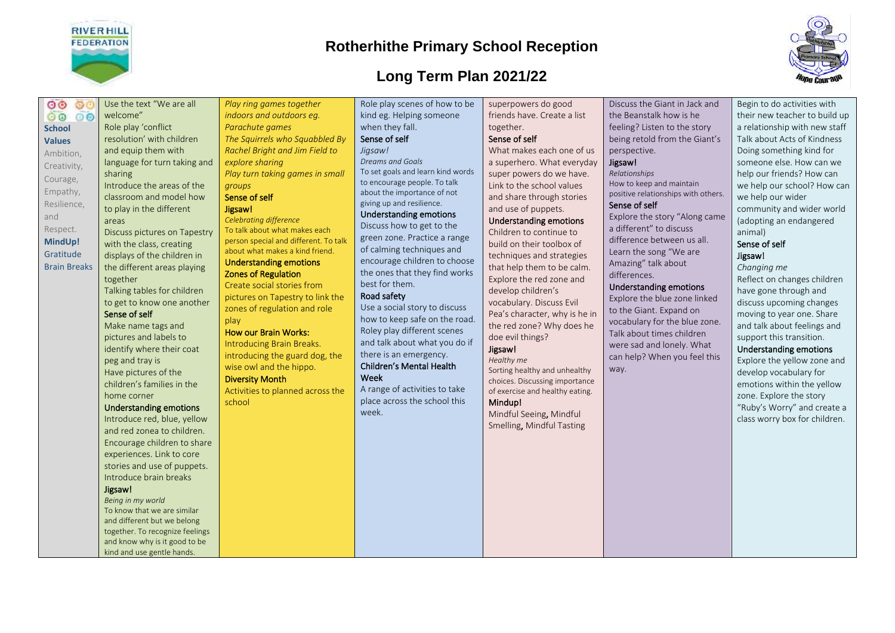# Rotherhithe Primary School Reception

## Long Term Plan 2021/22

| | | | | | | |
|---|---|---|---|---|---|---|
| **School Values** Ambition, Creativity, Courage, Empathy, Resilience, and Respect. **MindUp!** Gratitude Brain Breaks | Use the text "We are all welcome" Role play 'conflict resolution' with children and equip them with language for turn taking and sharing Introduce the areas of the classroom and model how to play in the different areas Discuss pictures on Tapestry with the class, creating displays of the children in the different areas playing together Talking tables for children to get to know one another **Sense of self** Make name tags and pictures and labels to identify where their coat peg and tray is Have pictures of the children's families in the home corner **Understanding emotions** Introduce red, blue, yellow and red zonea to children. Encourage children to share experiences. Link to core stories and use of puppets. Introduce brain breaks **Jigsaw!** *Being in my world* To know that we are similar and different but we belong together. To recognize feelings and know why is it good to be kind and use gentle hands. | *Play ring games together indoors and outdoors eg. Parachute games* *The Squirrels who Squabbled By Rachel Bright and Jim Field to explore sharing* *Play turn taking games in small groups* **Sense of self** **Jigsaw!** *Celebrating difference* To talk about what makes each person special and different. To talk about what makes a kind friend. **Understanding emotions** **Zones of Regulation** Create social stories from pictures on Tapestry to link the zones of regulation and role play **How our Brain Works:** Introducing Brain Breaks. introducing the guard dog, the wise owl and the hippo. **Diversity Month** Activities to planned across the school | Role play scenes of how to be kind eg. Helping someone when they fall. **Sense of self** *Jigsaw!* *Dreams and Goals* To set goals and learn kind words to encourage people. To talk about the importance of not giving up and resilience. **Understanding emotions** Discuss how to get to the green zone. Practice a range of calming techniques and encourage children to choose the ones that they find works best for them. **Road safety** Use a social story to discuss how to keep safe on the road. Roley play different scenes and talk about what you do if there is an emergency. **Children's Mental Health Week** A range of activities to take place across the school this week. | superpowers do good friends have. Create a list together. **Sense of self** What makes each one of us a superhero. What everyday super powers do we have. Link to the school values and share through stories and use of puppets. **Understanding emotions** Children to continue to build on their toolbox of techniques and strategies that help them to be calm. Explore the red zone and develop children's vocabulary. Discuss Evil Pea's character, why is he in the red zone? Why does he doe evil things? **Jigsaw!** *Healthy me* Sorting healthy and unhealthy choices. Discussing importance of exercise and healthy eating. **Mindup!** Mindful Seeing, Mindful Smelling, Mindful Tasting | Discuss the Giant in Jack and the Beanstalk how is he feeling? Listen to the story being retold from the Giant's perspective. **Jigsaw!** *Relationships* How to keep and maintain positive relationships with others. **Sense of self** Explore the story "Along came a different" to discuss difference between us all. Learn the song "We are Amazing" talk about differences. **Understanding emotions** Explore the blue zone linked to the Giant. Expand on vocabulary for the blue zone. Talk about times children were sad and lonely. What can help? When you feel this way. | Begin to do activities with their new teacher to build up a relationship with new staff Talk about Acts of Kindness Doing something kind for someone else. How can we help our friends? How can we help our school? How can we help our wider community and wider world (adopting an endangered animal) **Sense of self** **Jigsaw!** *Changing me* Reflect on changes children have gone through and discuss upcoming changes moving to year one. Share and talk about feelings and support this transition. **Understanding emotions** Explore the yellow zone and develop vocabulary for emotions within the yellow zone. Explore the story "Ruby's Worry" and create a class worry box for children. |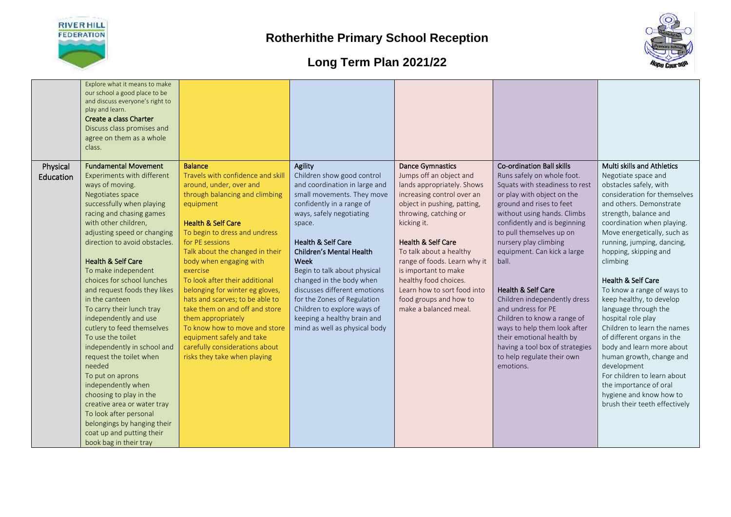# Rotherhithe Primary School Reception

## Long Term Plan 2021/22

| | | | | | | |
|---|---|---|---|---|---|---|
| | Explore what it means to make our school a good place to be and discuss everyone's right to play and learn.<br>**Create a class Charter**<br>Discuss class promises and agree on them as a whole class. | | | | | |
| **Physical Education** | **Fundamental Movement**<br>Experiments with different ways of moving.<br>Negotiates space successfully when playing racing and chasing games with other children, adjusting speed or changing direction to avoid obstacles.<br><br>**Health & Self Care**<br>To make independent choices for school lunches and request foods they likes in the canteen<br>To carry their lunch tray independently and use cutlery to feed themselves<br>To use the toilet independently in school and request the toilet when needed<br>To put on aprons independently when choosing to play in the creative area or water tray<br>To look after personal belongings by hanging their coat up and putting their book bag in their tray | **Balance**<br>Travels with confidence and skill around, under, over and through balancing and climbing equipment<br><br>**Health & Self Care**<br>To begin to dress and undress for PE sessions<br>Talk about the changed in their body when engaging with exercise<br>To look after their additional belonging for winter eg gloves, hats and scarves; to be able to take them on and off and store them appropriately<br>To know how to move and store equipment safely and take carefully considerations about risks they take when playing | **Agility**<br>Children show good control and coordination in large and small movements. They move confidently in a range of ways, safely negotiating space.<br><br>**Health & Self Care**<br>**Children's Mental Health Week**<br>Begin to talk about physical changed in the body when discusses different emotions for the Zones of Regulation<br>Children to explore ways of keeping a healthy brain and mind as well as physical body | **Dance Gymnastics**<br>Jumps off an object and lands appropriately. Shows increasing control over an object in pushing, patting, throwing, catching or kicking it.<br><br>**Health & Self Care**<br>To talk about a healthy range of foods. Learn why it is important to make healthy food choices.<br>Learn how to sort food into food groups and how to make a balanced meal. | **Co-ordination Ball skills**<br>Runs safely on whole foot. Squats with steadiness to rest or play with object on the ground and rises to feet without using hands. Climbs confidently and is beginning to pull themselves up on nursery play climbing equipment. Can kick a large ball.<br><br>**Health & Self Care**<br>Children independently dress and undress for PE<br>Children to know a range of ways to help them look after their emotional health by having a tool box of strategies to help regulate their own emotions. | **Multi skills and Athletics**<br>Negotiate space and obstacles safely, with consideration for themselves and others. Demonstrate strength, balance and coordination when playing. Move energetically, such as running, jumping, dancing, hopping, skipping and climbing<br><br>**Health & Self Care**<br>To know a range of ways to keep healthy, to develop language through the hospital role play<br>Children to learn the names of different organs in the body and learn more about human growth, change and development<br>For children to learn about the importance of oral hygiene and know how to brush their teeth effectively |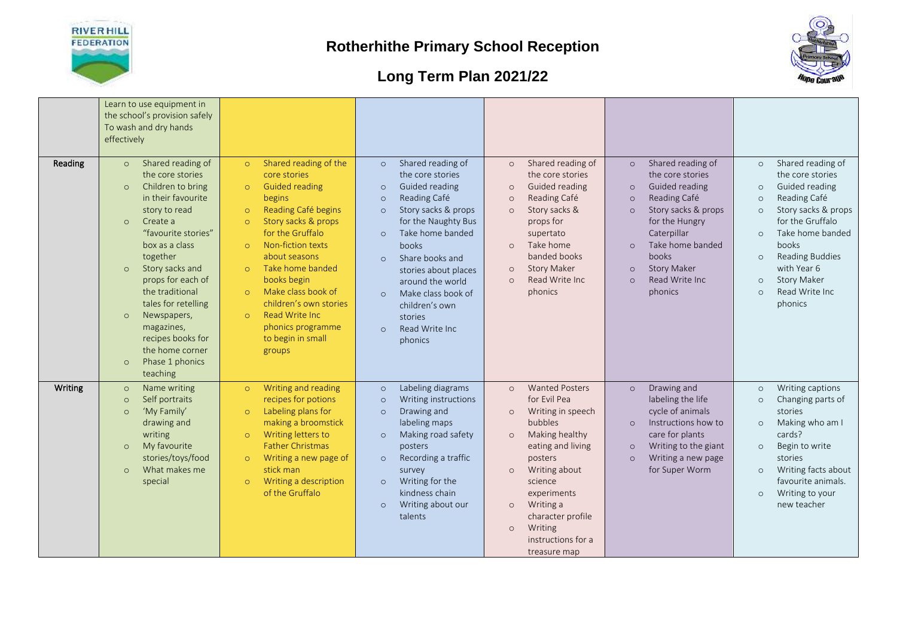# Rotherhithe Primary School Reception

## Long Term Plan 2021/22

| | | | | | | |
|---|---|---|---|---|---|---|
| | Learn to use equipment in the school's provision safely<br>To wash and dry hands effectively | | | | | |
| **Reading** | ○ Shared reading of the core stories<br>○ Children to bring in their favourite story to read<br>○ Create a "favourite stories" box as a class together<br>○ Story sacks and props for each of the traditional tales for retelling<br>○ Newspapers, magazines, recipes books for the home corner<br>○ Phase 1 phonics teaching | ○ Shared reading of the core stories<br>○ Guided reading begins<br>○ Reading Café begins<br>○ Story sacks & props for the Gruffalo<br>○ Non-fiction texts about seasons<br>○ Take home banded books begin<br>○ Make class book of children's own stories<br>○ Read Write Inc phonics programme to begin in small groups | ○ Shared reading of the core stories<br>○ Guided reading<br>○ Reading Café<br>○ Story sacks & props for the Naughty Bus<br>○ Take home banded books<br>○ Share books and stories about places around the world<br>○ Make class book of children's own stories<br>○ Read Write Inc phonics | ○ Shared reading of the core stories<br>○ Guided reading<br>○ Reading Café<br>○ Story sacks & props for supertato<br>○ Take home banded books<br>○ Story Maker<br>○ Read Write Inc phonics | ○ Shared reading of the core stories<br>○ Guided reading<br>○ Reading Café<br>○ Story sacks & props for the Hungry Caterpillar<br>○ Take home banded books<br>○ Story Maker<br>○ Read Write Inc phonics | ○ Shared reading of the core stories<br>○ Guided reading<br>○ Reading Café<br>○ Story sacks & props for the Gruffalo<br>○ Take home banded books<br>○ Reading Buddies with Year 6<br>○ Story Maker<br>○ Read Write Inc phonics |
| **Writing** | ○ Name writing<br>○ Self portraits<br>○ 'My Family' drawing and writing<br>○ My favourite stories/toys/food<br>○ What makes me special | ○ Writing and reading recipes for potions<br>○ Labeling plans for making a broomstick<br>○ Writing letters to Father Christmas<br>○ Writing a new page of stick man<br>○ Writing a description of the Gruffalo | ○ Labeling diagrams<br>○ Writing instructions<br>○ Drawing and labeling maps<br>○ Making road safety posters<br>○ Recording a traffic survey<br>○ Writing for the kindness chain<br>○ Writing about our talents | ○ Wanted Posters for Evil Pea<br>○ Writing in speech bubbles<br>○ Making healthy eating and living posters<br>○ Writing about science experiments<br>○ Writing a character profile<br>○ Writing instructions for a treasure map | ○ Drawing and labeling the life cycle of animals<br>○ Instructions how to care for plants<br>○ Writing to the giant<br>○ Writing a new page for Super Worm | ○ Writing captions<br>○ Changing parts of stories<br>○ Making who am I cards?<br>○ Begin to write stories<br>○ Writing facts about favourite animals.<br>○ Writing to your new teacher |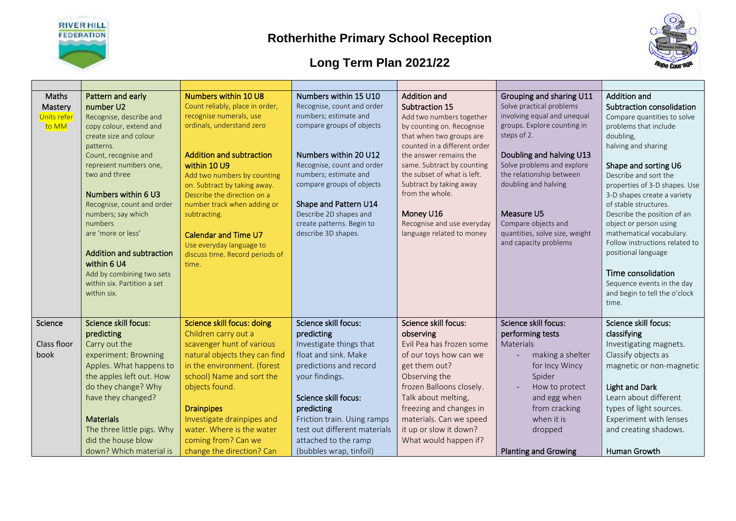# Rotherhithe Primary School Reception

## Long Term Plan 2021/22

| | | | | | | |
|---|---|---|---|---|---|---|
| Maths Mastery Units refer to MM | Pattern and early number U2<br>Recognise, describe and copy colour, extend and create size and colour patterns.<br>Count, recognise and represent numbers one, two and three<br><br>Numbers within 6 U3<br>Recognise, count and order numbers; say which numbers are 'more or less'<br><br>Addition and subtraction within 6 U4<br>Add by combining two sets within six. Partition a set within six. | Numbers within 10 U8<br>Count reliably, place in order, recognise numerals, use ordinals, understand zero<br><br>Addition and subtraction within 10 U9<br>Add two numbers by counting on. Subtract by taking away. Describe the direction on a number track when adding or subtracting.<br><br>Calendar and Time U7<br>Use everyday language to discuss time. Record periods of time. | Numbers within 15 U10<br>Recognise, count and order numbers; estimate and compare groups of objects<br><br>Numbers within 20 U12<br>Recognise, count and order numbers; estimate and compare groups of objects<br><br>Shape and Pattern U14<br>Describe 2D shapes and create patterns. Begin to describe 3D shapes. | Addition and Subtraction 15<br>Add two numbers together by counting on. Recognise that when two groups are counted in a different order the answer remains the same. Subtract by counting the subset of what is left. Subtract by taking away from the whole.<br><br>Money U16<br>Recognise and use everyday language related to money | Grouping and sharing U11<br>Solve practical problems involving equal and unequal groups. Explore counting in steps of 2.<br><br>Doubling and halving U13<br>Solve problems and explore the relationship between doubling and halving<br><br>Measure U5<br>Compare objects and quantities, solve size, weight and capacity problems | Addition and Subtraction consolidation<br>Compare quantities to solve problems that include doubling, halving and sharing<br><br>Shape and sorting U6<br>Describe and sort the properties of 3-D shapes. Use 3-D shapes create a variety of stable structures. Describe the position of an object or person using mathematical vocabulary. Follow instructions related to positional language<br><br>Time consolidation<br>Sequence events in the day and begin to tell the o'clock time. |
| Science<br><br>Class floor book | Science skill focus: predicting<br>Carry out the experiment: Browning Apples. What happens to the apples left out. How do they change? Why have they changed?<br><br>Materials<br>The three little pigs. Why did the house blow down? Which material is | Science skill focus: doing<br>Children carry out a scavenger hunt of various natural objects they can find in the environment. (forest school) Name and sort the objects found.<br><br>Drainpipes<br>Investigate drainpipes and water. Where is the water coming from? Can we change the direction? Can | Science skill focus: predicting<br>Investigate things that float and sink. Make predictions and record your findings.<br><br>Science skill focus: predicting<br>Friction train. Using ramps test out different materials attached to the ramp (bubbles wrap, tinfoil) | Science skill focus: observing<br>Evil Pea has frozen some of our toys how can we get them out?<br>Observing the frozen Balloons closely. Talk about melting, freezing and changes in materials. Can we speed it up or slow it down? What would happen if? | Science skill focus: performing tests<br>Materials<br>- making a shelter for Incy Wincy Spider<br>- How to protect and egg when from cracking when it is dropped<br><br>Planting and Growing | Science skill focus: classifying<br>Investigating magnets. Classify objects as magnetic or non-magnetic<br><br>Light and Dark<br>Learn about different types of light sources. Experiment with lenses and creating shadows.<br><br>Human Growth |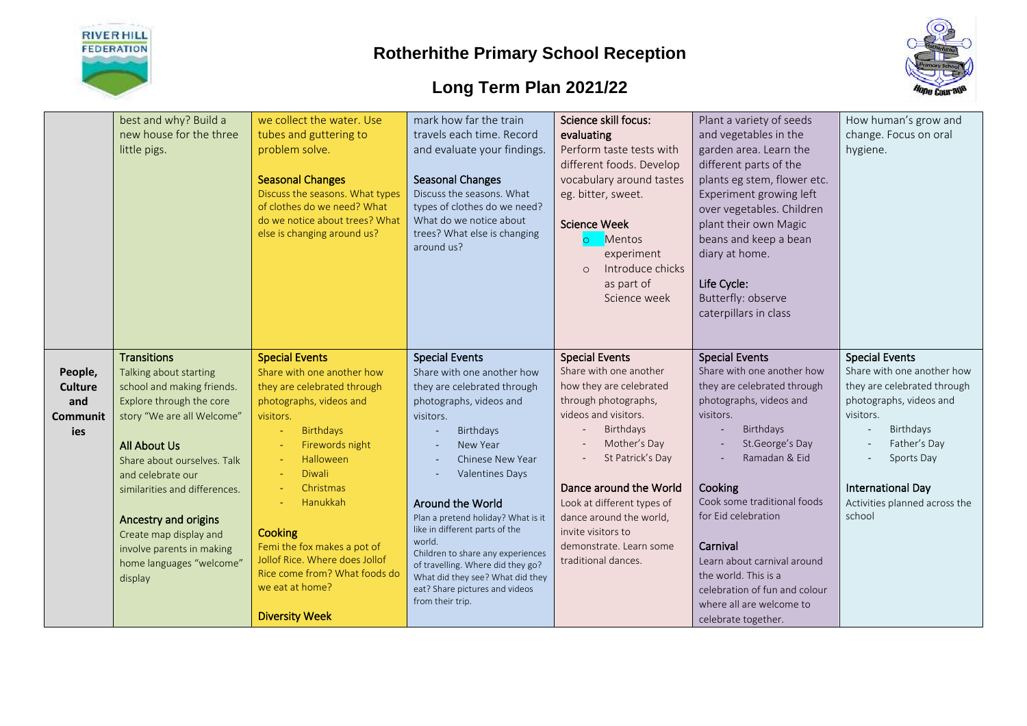# Rotherhithe Primary School Reception

## Long Term Plan 2021/22

| | | | | | | |
|---|---|---|---|---|---|---|
| | best and why? Build a new house for the three little pigs. | we collect the water. Use tubes and guttering to problem solve.<br><br>**Seasonal Changes**<br>Discuss the seasons. What types of clothes do we need? What do we notice about trees? What else is changing around us? | mark how far the train travels each time. Record and evaluate your findings.<br><br>**Seasonal Changes**<br>Discuss the seasons. What types of clothes do we need? What do we notice about trees? What else is changing around us? | **Science skill focus: evaluating**<br>Perform taste tests with different foods. Develop vocabulary around tastes eg. bitter, sweet.<br><br>**Science Week**<br>o Mentos experiment<br>o Introduce chicks as part of Science week | Plant a variety of seeds and vegetables in the garden area. Learn the different parts of the plants eg stem, flower etc. Experiment growing left over vegetables. Children plant their own Magic beans and keep a bean diary at home.<br><br>**Life Cycle:**<br>Butterfly: observe caterpillars in class | How human's grow and change. Focus on oral hygiene. |
| **People, Culture and Communities** | **Transitions**<br>Talking about starting school and making friends. Explore through the core story "We are all Welcome"<br><br>**All About Us**<br>Share about ourselves. Talk and celebrate our similarities and differences.<br><br>**Ancestry and origins**<br>Create map display and involve parents in making home languages "welcome" display | **Special Events**<br>Share with one another how they are celebrated through photographs, videos and visitors.<br>- Birthdays<br>- Firewords night<br>- Halloween<br>- Diwali<br>- Christmas<br>- Hanukkah<br><br>**Cooking**<br>Femi the fox makes a pot of Jollof Rice. Where does Jollof Rice come from? What foods do we eat at home?<br><br>**Diversity Week** | **Special Events**<br>Share with one another how they are celebrated through photographs, videos and visitors.<br>- Birthdays<br>- New Year<br>- Chinese New Year<br>- Valentines Days<br><br>**Around the World**<br>Plan a pretend holiday? What is it like in different parts of the world.<br>Children to share any experiences of travelling. Where did they go? What did they see? What did they eat? Share pictures and videos from their trip. | **Special Events**<br>Share with one another how they are celebrated through photographs, videos and visitors.<br>- Birthdays<br>- Mother's Day<br>- St Patrick's Day<br><br>**Dance around the World**<br>Look at different types of dance around the world, invite visitors to demonstrate. Learn some traditional dances. | **Special Events**<br>Share with one another how they are celebrated through photographs, videos and visitors.<br>- Birthdays<br>- St.George's Day<br>- Ramadan & Eid<br><br>**Cooking**<br>Cook some traditional foods for Eid celebration<br><br>**Carnival**<br>Learn about carnival around the world. This is a celebration of fun and colour where all are welcome to celebrate together. | **Special Events**<br>Share with one another how they are celebrated through photographs, videos and visitors.<br>- Birthdays<br>- Father's Day<br>- Sports Day<br><br>**International Day**<br>Activities planned across the school |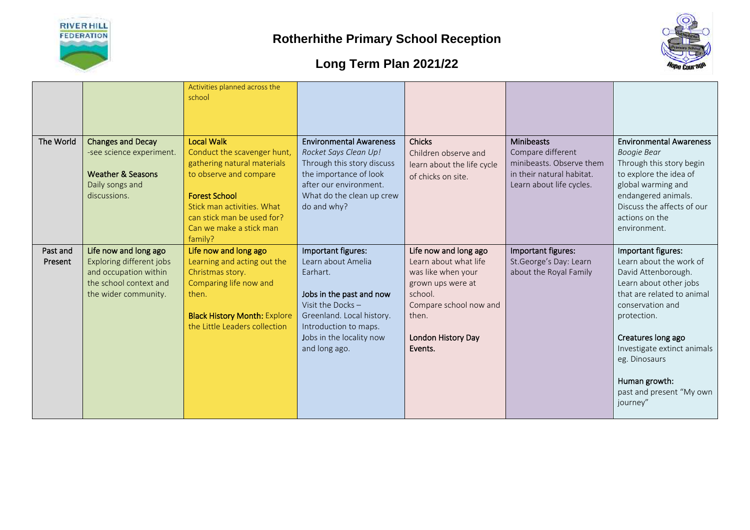# Rotherhithe Primary School Reception

## Long Term Plan 2021/22

| | | | | | | |
|---|---|---|---|---|---|---|
| | | Activities planned across the school | | | | |
| The World | **Changes and Decay**<br>-see science experiment.<br><br>**Weather & Seasons**<br>Daily songs and discussions. | **Local Walk**<br>Conduct the scavenger hunt, gathering natural materials to observe and compare<br><br>**Forest School**<br>Stick man activities. What can stick man be used for? Can we make a stick man family? | **Environmental Awareness**<br>*Rocket Says Clean Up!*<br>Through this story discuss the importance of look after our environment. What do the clean up crew do and why? | **Chicks**<br>Children observe and learn about the life cycle of chicks on site. | **Minibeasts**<br>Compare different minibeasts. Observe them in their natural habitat. Learn about life cycles. | **Environmental Awareness**<br>*Boogie Bear*<br>Through this story begin to explore the idea of global warming and endangered animals. Discuss the affects of our actions on the environment. |
| Past and Present | **Life now and long ago**<br>Exploring different jobs and occupation within the school context and the wider community. | **Life now and long ago**<br>Learning and acting out the Christmas story.<br>Comparing life now and then.<br><br>**Black History Month:** Explore the Little Leaders collection | **Important figures:**<br>Learn about Amelia Earhart.<br><br>**Jobs in the past and now**<br>Visit the Docks – Greenland. Local history. Introduction to maps. Jobs in the locality now and long ago. | **Life now and long ago**<br>Learn about what life was like when your grown ups were at school.<br>Compare school now and then.<br><br>**London History Day Events.** | **Important figures:**<br>St.George's Day: Learn about the Royal Family | **Important figures:**<br>Learn about the work of David Attenborough. Learn about other jobs that are related to animal conservation and protection.<br><br>**Creatures long ago**<br>Investigate extinct animals eg. Dinosaurs<br><br>**Human growth:**<br>past and present "My own journey" |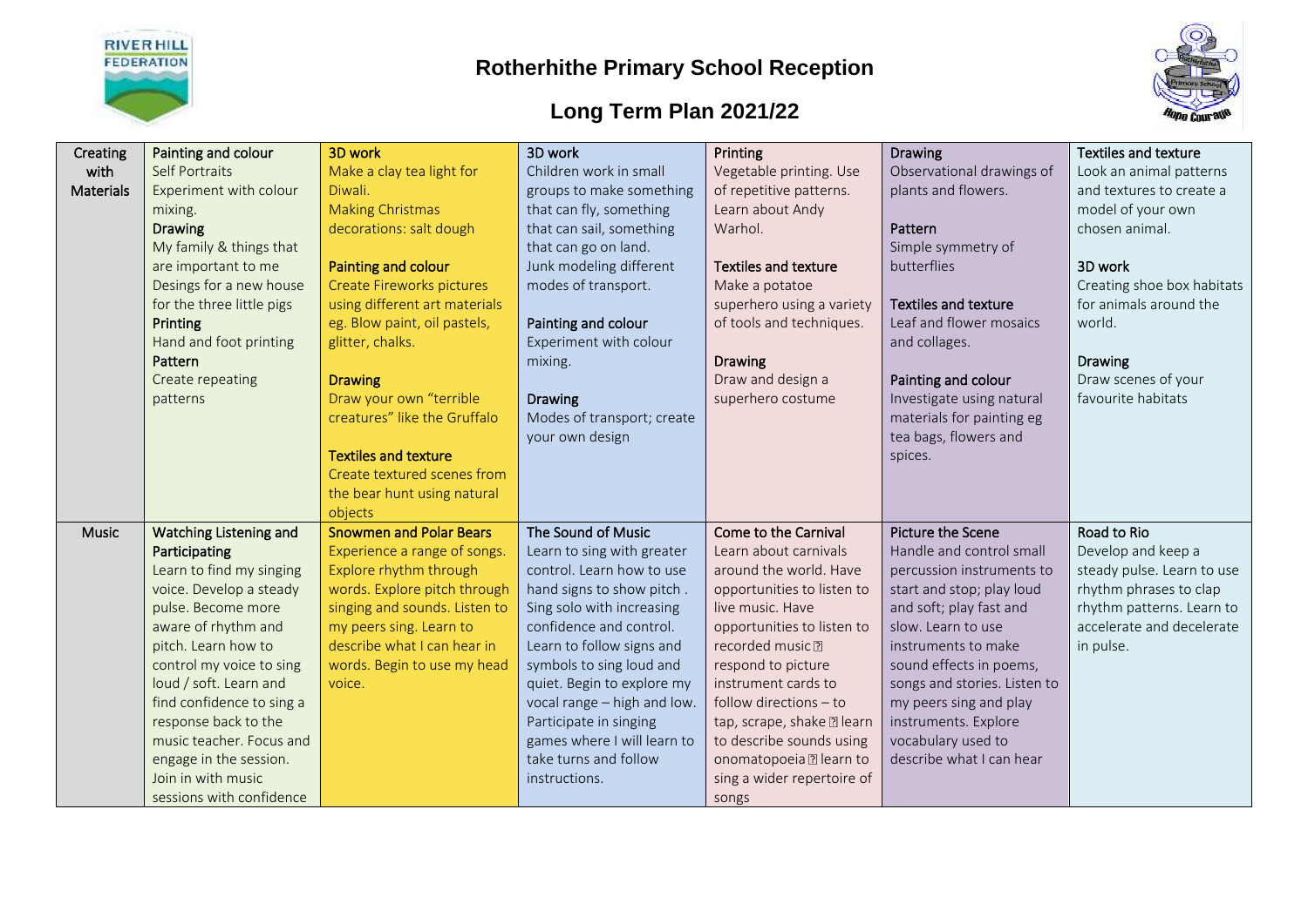# Rotherhithe Primary School Reception

## Long Term Plan 2021/22

| | | | | | | |
|---|---|---|---|---|---|---|
| Creating with Materials | **Painting and colour**<br>Self Portraits<br>Experiment with colour mixing.<br>**Drawing**<br>My family & things that are important to me<br>Desings for a new house for the three little pigs<br>**Printing**<br>Hand and foot printing<br>**Pattern**<br>Create repeating patterns | **3D work**<br>Make a clay tea light for Diwali.<br>Making Christmas decorations: salt dough<br><br>**Painting and colour**<br>Create Fireworks pictures using different art materials eg. Blow paint, oil pastels, glitter, chalks.<br><br>**Drawing**<br>Draw your own "terrible creatures" like the Gruffalo<br><br>**Textiles and texture**<br>Create textured scenes from the bear hunt using natural objects | **3D work**<br>Children work in small groups to make something that can fly, something that can sail, something that can go on land.<br>Junk modeling different modes of transport.<br><br>**Painting and colour**<br>Experiment with colour mixing.<br><br>**Drawing**<br>Modes of transport; create your own design | **Printing**<br>Vegetable printing. Use of repetitive patterns.<br>Learn about Andy Warhol.<br><br>**Textiles and texture**<br>Make a potatoe superhero using a variety of tools and techniques.<br><br>**Drawing**<br>Draw and design a superhero costume | **Drawing**<br>Observational drawings of plants and flowers.<br><br>**Pattern**<br>Simple symmetry of butterflies<br><br>**Textiles and texture**<br>Leaf and flower mosaics and collages.<br><br>**Painting and colour**<br>Investigate using natural materials for painting eg tea bags, flowers and spices. | **Textiles and texture**<br>Look an animal patterns and textures to create a model of your own chosen animal.<br><br>**3D work**<br>Creating shoe box habitats for animals around the world.<br><br>**Drawing**<br>Draw scenes of your favourite habitats |
| Music | **Watching Listening and Participating**<br>Learn to find my singing voice. Develop a steady pulse. Become more aware of rhythm and pitch. Learn how to control my voice to sing loud / soft. Learn and find confidence to sing a response back to the music teacher. Focus and engage in the session. Join in with music sessions with confidence | **Snowmen and Polar Bears**<br>Experience a range of songs. Explore rhythm through words. Explore pitch through singing and sounds. Listen to my peers sing. Learn to describe what I can hear in words. Begin to use my head voice. | **The Sound of Music**<br>Learn to sing with greater control. Learn how to use hand signs to show pitch . Sing solo with increasing confidence and control. Learn to follow signs and symbols to sing loud and quiet. Begin to explore my vocal range – high and low. Participate in singing games where I will learn to take turns and follow instructions. | **Come to the Carnival**<br>Learn about carnivals around the world. Have opportunities to listen to live music. Have opportunities to listen to recorded music respond to picture instrument cards to follow directions – to tap, scrape, shake learn to describe sounds using onomatopoeia learn to sing a wider repertoire of songs | **Picture the Scene**<br>Handle and control small percussion instruments to start and stop; play loud and soft; play fast and slow. Learn to use instruments to make sound effects in poems, songs and stories. Listen to my peers sing and play instruments. Explore vocabulary used to describe what I can hear | **Road to Rio**<br>Develop and keep a steady pulse. Learn to use rhythm phrases to clap rhythm patterns. Learn to accelerate and decelerate in pulse. |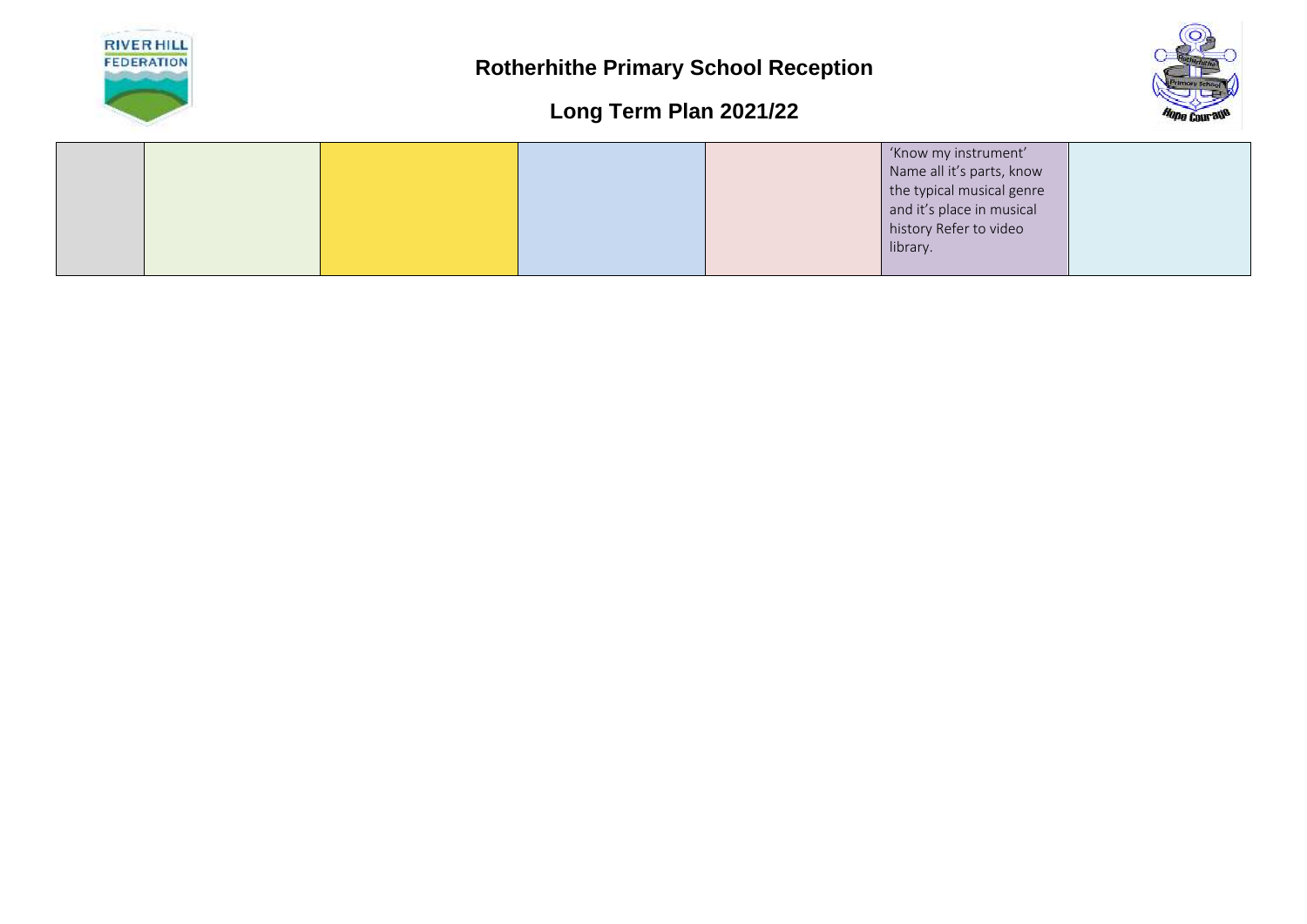# Rotherhithe Primary School Reception

## Long Term Plan 2021/22

| | | | | | | |
|---|---|---|---|---|---|---|
| | | | | | 'Know my instrument' Name all it's parts, know the typical musical genre and it's place in musical history Refer to video library. | |